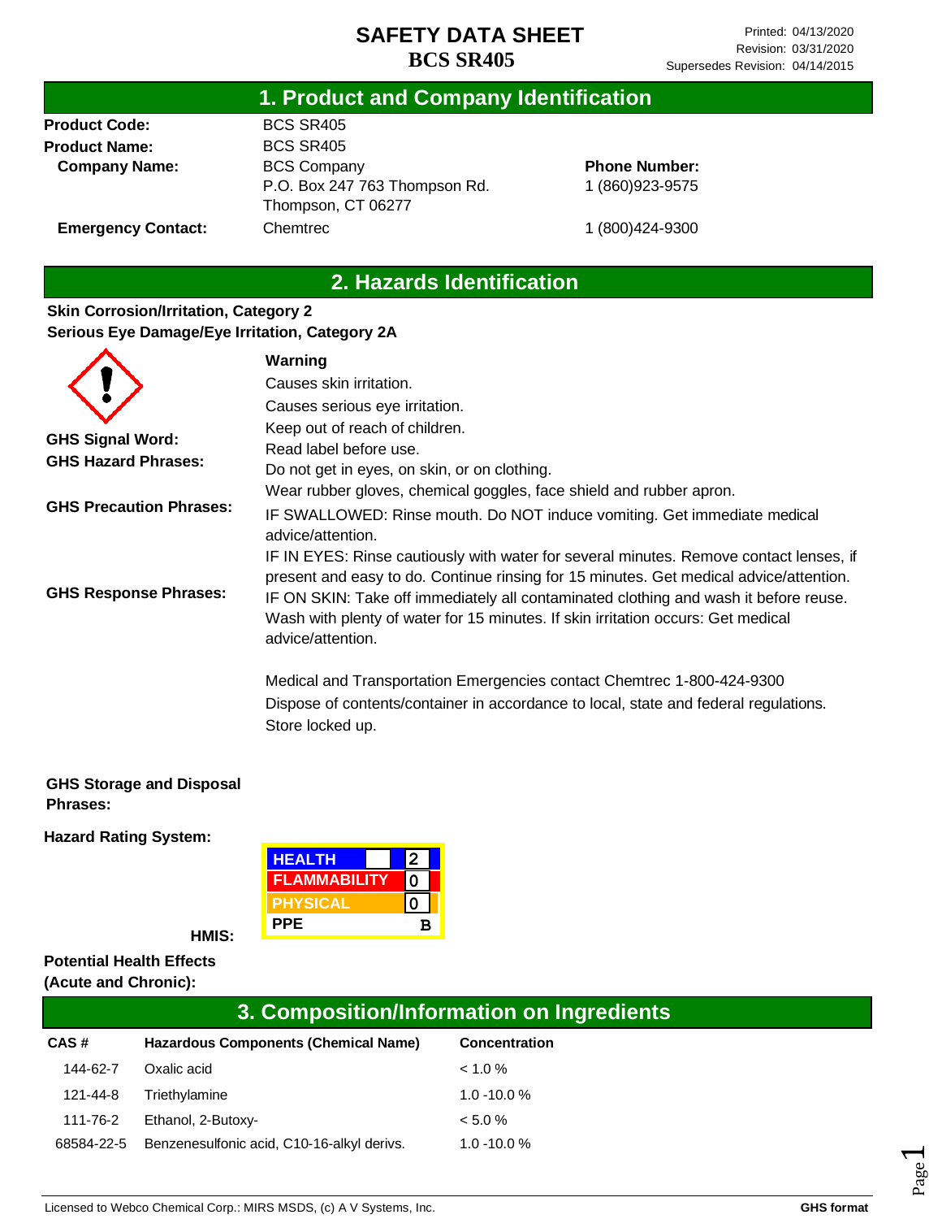# SAFETY DATA SHEET
# BCS SR405

Printed: 04/13/2020
Revision: 03/31/2020
Supersedes Revision: 04/14/2015

## 1. Product and Company Identification

| | | |
|---|---|---|
| **Product Code:** | BCS SR405 | |
| **Product Name:** | BCS SR405 | |
| **Company Name:** | BCS Company<br>P.O. Box 247 763 Thompson Rd.<br>Thompson, CT 06277 | **Phone Number:**<br>1 (860)923-9575 |
| **Emergency Contact:** | Chemtrec | 1 (800)424-9300 |

## 2. Hazards Identification

**Skin Corrosion/Irritation, Category 2**
**Serious Eye Damage/Eye Irritation, Category 2A**

**GHS Signal Word:** Warning

**GHS Hazard Phrases:**
Causes skin irritation.
Causes serious eye irritation.

**GHS Precaution Phrases:**
Keep out of reach of children.
Read label before use.
Do not get in eyes, on skin, or on clothing.
Wear rubber gloves, chemical goggles, face shield and rubber apron.

**GHS Response Phrases:**
IF SWALLOWED: Rinse mouth. Do NOT induce vomiting. Get immediate medical advice/attention.
IF IN EYES: Rinse cautiously with water for several minutes. Remove contact lenses, if present and easy to do. Continue rinsing for 15 minutes. Get medical advice/attention.
IF ON SKIN: Take off immediately all contaminated clothing and wash it before reuse. Wash with plenty of water for 15 minutes. If skin irritation occurs: Get medical advice/attention.

Medical and Transportation Emergencies contact Chemtrec 1-800-424-9300

**GHS Storage and Disposal Phrases:**
Dispose of contents/container in accordance to local, state and federal regulations.
Store locked up.

**Hazard Rating System:**

**HMIS:**

| | |
|---|---|
| HEALTH | 2 |
| FLAMMABILITY | 0 |
| PHYSICAL | 0 |
| PPE | B |

**Potential Health Effects (Acute and Chronic):**

## 3. Composition/Information on Ingredients

| CAS # | Hazardous Components (Chemical Name) | Concentration |
|---|---|---|
| 144-62-7 | Oxalic acid | < 1.0 % |
| 121-44-8 | Triethylamine | 1.0 -10.0 % |
| 111-76-2 | Ethanol, 2-Butoxy- | < 5.0 % |
| 68584-22-5 | Benzenesulfonic acid, C10-16-alkyl derivs. | 1.0 -10.0 % |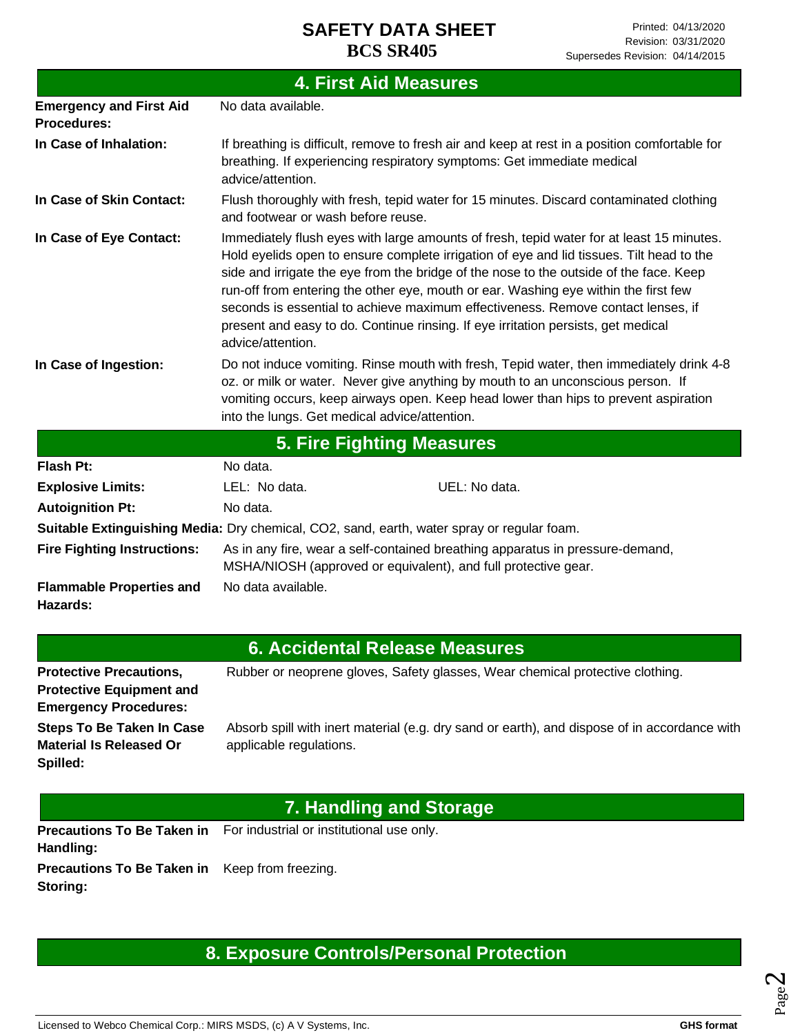## 4. First Aid Measures

**Emergency and First Aid Procedures:** No data available.

**In Case of Inhalation:** If breathing is difficult, remove to fresh air and keep at rest in a position comfortable for breathing. If experiencing respiratory symptoms: Get immediate medical advice/attention.

**In Case of Skin Contact:** Flush thoroughly with fresh, tepid water for 15 minutes. Discard contaminated clothing and footwear or wash before reuse.

**In Case of Eye Contact:** Immediately flush eyes with large amounts of fresh, tepid water for at least 15 minutes. Hold eyelids open to ensure complete irrigation of eye and lid tissues. Tilt head to the side and irrigate the eye from the bridge of the nose to the outside of the face. Keep run-off from entering the other eye, mouth or ear. Washing eye within the first few seconds is essential to achieve maximum effectiveness. Remove contact lenses, if present and easy to do. Continue rinsing. If eye irritation persists, get medical advice/attention.

**In Case of Ingestion:** Do not induce vomiting. Rinse mouth with fresh, Tepid water, then immediately drink 4-8 oz. or milk or water. Never give anything by mouth to an unconscious person. If vomiting occurs, keep airways open. Keep head lower than hips to prevent aspiration into the lungs. Get medical advice/attention.

## 5. Fire Fighting Measures

**Flash Pt:** No data.

**Explosive Limits:** LEL: No data. UEL: No data.

**Autoignition Pt:** No data.

**Suitable Extinguishing Media:** Dry chemical, CO2, sand, earth, water spray or regular foam.

**Fire Fighting Instructions:** As in any fire, wear a self-contained breathing apparatus in pressure-demand, MSHA/NIOSH (approved or equivalent), and full protective gear.

**Flammable Properties and Hazards:** No data available.

## 6. Accidental Release Measures

**Protective Precautions, Protective Equipment and Emergency Procedures:** Rubber or neoprene gloves, Safety glasses, Wear chemical protective clothing.

**Steps To Be Taken In Case Material Is Released Or Spilled:** Absorb spill with inert material (e.g. dry sand or earth), and dispose of in accordance with applicable regulations.

## 7. Handling and Storage

**Precautions To Be Taken in Handling:** For industrial or institutional use only.

**Precautions To Be Taken in Storing:** Keep from freezing.

## 8. Exposure Controls/Personal Protection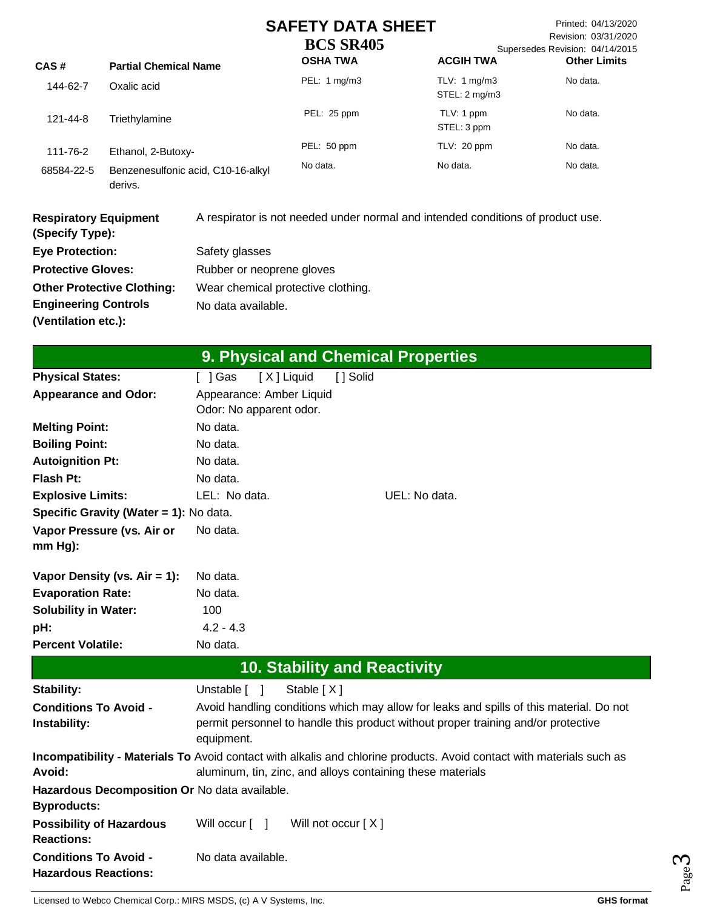| CAS # | Partial Chemical Name | OSHA TWA | ACGIH TWA | Other Limits |
|---|---|---|---|---|
| 144-62-7 | Oxalic acid | PEL: 1 mg/m3 | TLV: 1 mg/m3<br>STEL: 2 mg/m3 | No data. |
| 121-44-8 | Triethylamine | PEL: 25 ppm | TLV: 1 ppm<br>STEL: 3 ppm | No data. |
| 111-76-2 | Ethanol, 2-Butoxy- | PEL: 50 ppm | TLV: 20 ppm | No data. |
| 68584-22-5 | Benzenesulfonic acid, C10-16-alkyl derivs. | No data. | No data. | No data. |

**Respiratory Equipment (Specify Type):** A respirator is not needed under normal and intended conditions of product use.

**Eye Protection:** Safety glasses

**Protective Gloves:** Rubber or neoprene gloves

**Other Protective Clothing:** Wear chemical protective clothing.

**Engineering Controls (Ventilation etc.):** No data available.

## 9. Physical and Chemical Properties

**Physical States:** [ ] Gas [ X ] Liquid [ ] Solid

**Appearance and Odor:** Appearance: Amber Liquid
Odor: No apparent odor.

**Melting Point:** No data.

**Boiling Point:** No data.

**Autoignition Pt:** No data.

**Flash Pt:** No data.

**Explosive Limits:** LEL: No data. UEL: No data.

**Specific Gravity (Water = 1):** No data.

**Vapor Pressure (vs. Air or mm Hg):** No data.

**Vapor Density (vs. Air = 1):** No data.

**Evaporation Rate:** No data.

**Solubility in Water:** 100

**pH:** 4.2 - 4.3

**Percent Volatile:** No data.

## 10. Stability and Reactivity

**Stability:** Unstable [ ] Stable [ X ]

**Conditions To Avoid - Instability:** Avoid handling conditions which may allow for leaks and spills of this material. Do not permit personnel to handle this product without proper training and/or protective equipment.

**Incompatibility - Materials To Avoid:** Avoid contact with alkalis and chlorine products. Avoid contact with materials such as aluminum, tin, zinc, and alloys containing these materials

**Hazardous Decomposition Or Byproducts:** No data available.

**Possibility of Hazardous Reactions:** Will occur [ ] Will not occur [ X ]

**Conditions To Avoid - Hazardous Reactions:** No data available.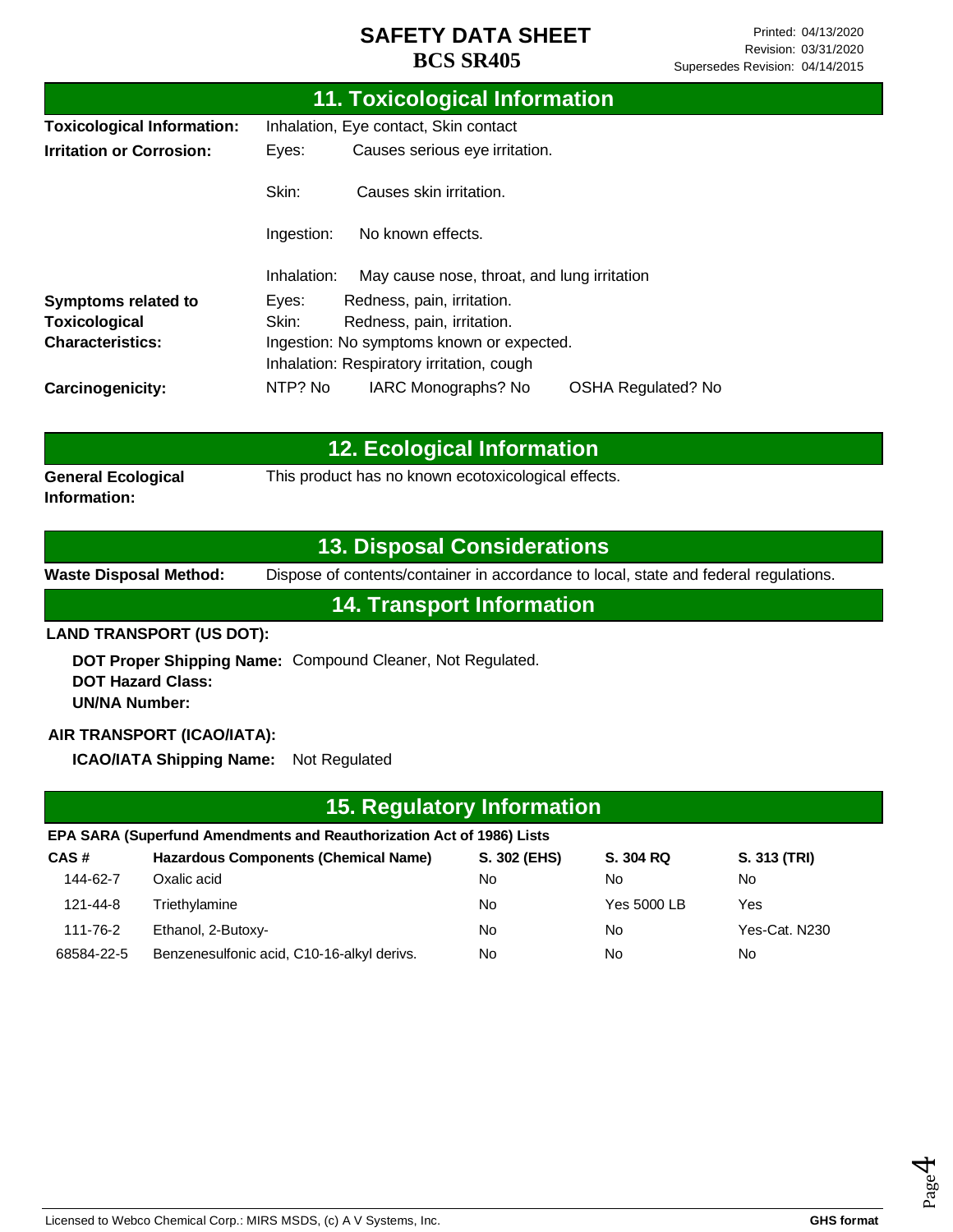# SAFETY DATA SHEET
## BCS SR405

Printed: 04/13/2020
Revision: 03/31/2020
Supersedes Revision: 04/14/2015

## 11. Toxicological Information

**Toxicological Information:** Inhalation, Eye contact, Skin contact

**Irritation or Corrosion:**
- Eyes: Causes serious eye irritation.
- Skin: Causes skin irritation.
- Ingestion: No known effects.
- Inhalation: May cause nose, throat, and lung irritation

**Symptoms related to Toxicological Characteristics:**
- Eyes: Redness, pain, irritation.
- Skin: Redness, pain, irritation.
- Ingestion: No symptoms known or expected.
- Inhalation: Respiratory irritation, cough

**Carcinogenicity:** NTP? No   IARC Monographs? No   OSHA Regulated? No

## 12. Ecological Information

**General Ecological Information:** This product has no known ecotoxicological effects.

## 13. Disposal Considerations

**Waste Disposal Method:** Dispose of contents/container in accordance to local, state and federal regulations.

## 14. Transport Information

**LAND TRANSPORT (US DOT):**

**DOT Proper Shipping Name:** Compound Cleaner, Not Regulated.
**DOT Hazard Class:**
**UN/NA Number:**

**AIR TRANSPORT (ICAO/IATA):**

**ICAO/IATA Shipping Name:** Not Regulated

## 15. Regulatory Information

**EPA SARA (Superfund Amendments and Reauthorization Act of 1986) Lists**

| CAS # | Hazardous Components (Chemical Name) | S. 302 (EHS) | S. 304 RQ | S. 313 (TRI) |
|---|---|---|---|---|
| 144-62-7 | Oxalic acid | No | No | No |
| 121-44-8 | Triethylamine | No | Yes 5000 LB | Yes |
| 111-76-2 | Ethanol, 2-Butoxy- | No | No | Yes-Cat. N230 |
| 68584-22-5 | Benzenesulfonic acid, C10-16-alkyl derivs. | No | No | No |

Licensed to Webco Chemical Corp.: MIRS MSDS, (c) A V Systems, Inc. GHS format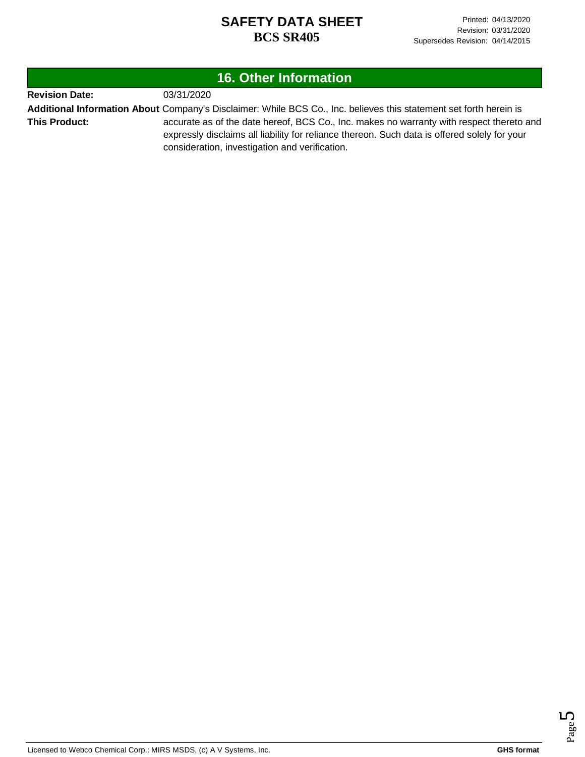## 16. Other Information

**Revision Date:** 03/31/2020

**Additional Information About This Product:** Company's Disclaimer: While BCS Co., Inc. believes this statement set forth herein is accurate as of the date hereof, BCS Co., Inc. makes no warranty with respect thereto and expressly disclaims all liability for reliance thereon. Such data is offered solely for your consideration, investigation and verification.